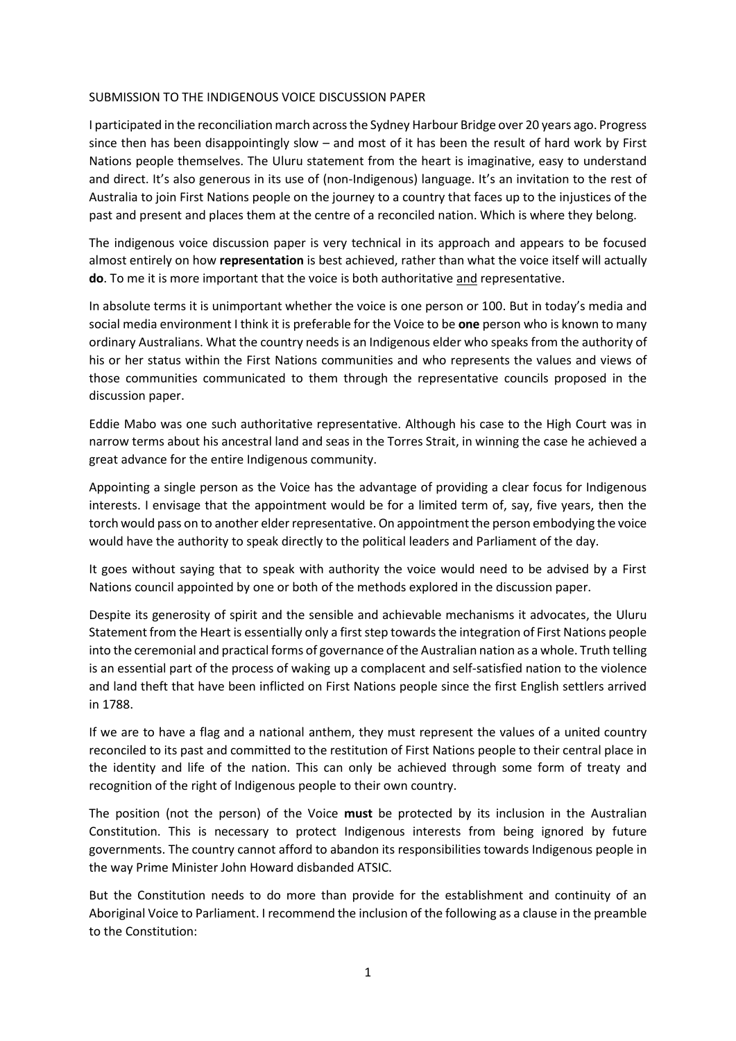SUBMISSION TO THE INDIGENOUS VOICE DISCUSSION PAPER

I participated in the reconciliation march across the Sydney Harbour Bridge over 20 years ago. Progress since then has been disappointingly slow – and most of it has been the result of hard work by First Nations people themselves. The Uluru statement from the heart is imaginative, easy to understand and direct. It's also generous in its use of (non-Indigenous) language. It's an invitation to the rest of Australia to join First Nations people on the journey to a country that faces up to the injustices of the past and present and places them at the centre of a reconciled nation. Which is where they belong.

The indigenous voice discussion paper is very technical in its approach and appears to be focused almost entirely on how **representation** is best achieved, rather than what the voice itself will actually **do**. To me it is more important that the voice is both authoritative <u>and</u> representative.

In absolute terms it is unimportant whether the voice is one person or 100. But in today's media and social media environment I think it is preferable for the Voice to be **one** person who is known to many ordinary Australians. What the country needs is an Indigenous elder who speaks from the authority of his or her status within the First Nations communities and who represents the values and views of those communities communicated to them through the representative councils proposed in the discussion paper.

Eddie Mabo was one such authoritative representative. Although his case to the High Court was in narrow terms about his ancestral land and seas in the Torres Strait, in winning the case he achieved a great advance for the entire Indigenous community.

Appointing a single person as the Voice has the advantage of providing a clear focus for Indigenous interests. I envisage that the appointment would be for a limited term of, say, five years, then the torch would pass on to another elder representative. On appointment the person embodying the voice would have the authority to speak directly to the political leaders and Parliament of the day.

It goes without saying that to speak with authority the voice would need to be advised by a First Nations council appointed by one or both of the methods explored in the discussion paper.

Despite its generosity of spirit and the sensible and achievable mechanisms it advocates, the Uluru Statement from the Heart is essentially only a first step towards the integration of First Nations people into the ceremonial and practical forms of governance of the Australian nation as a whole. Truth telling is an essential part of the process of waking up a complacent and self-satisfied nation to the violence and land theft that have been inflicted on First Nations people since the first English settlers arrived in 1788.

If we are to have a flag and a national anthem, they must represent the values of a united country reconciled to its past and committed to the restitution of First Nations people to their central place in the identity and life of the nation. This can only be achieved through some form of treaty and recognition of the right of Indigenous people to their own country.

The position (not the person) of the Voice **must** be protected by its inclusion in the Australian Constitution. This is necessary to protect Indigenous interests from being ignored by future governments. The country cannot afford to abandon its responsibilities towards Indigenous people in the way Prime Minister John Howard disbanded ATSIC.

But the Constitution needs to do more than provide for the establishment and continuity of an Aboriginal Voice to Parliament. I recommend the inclusion of the following as a clause in the preamble to the Constitution: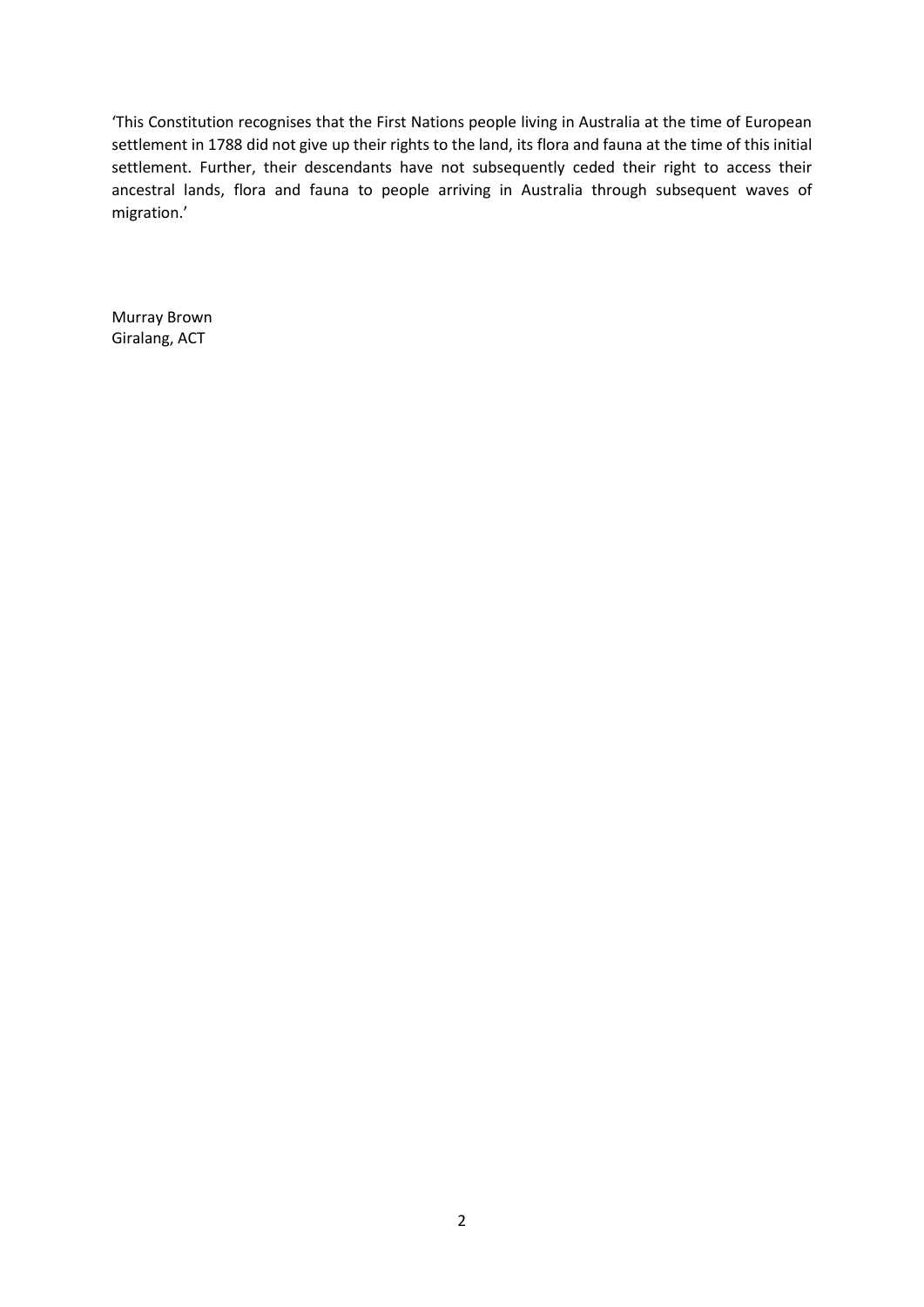'This Constitution recognises that the First Nations people living in Australia at the time of European settlement in 1788 did not give up their rights to the land, its flora and fauna at the time of this initial settlement. Further, their descendants have not subsequently ceded their right to access their ancestral lands, flora and fauna to people arriving in Australia through subsequent waves of migration.'

Murray Brown  
Giralang, ACT